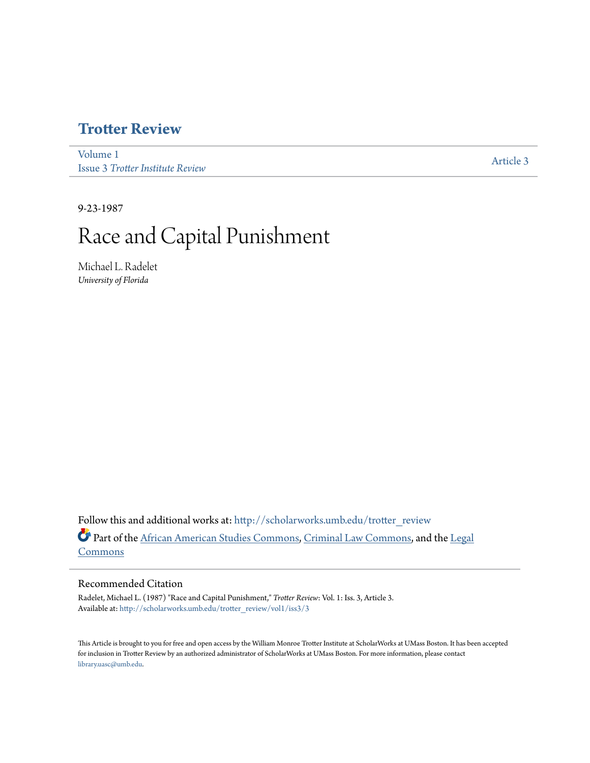# Trotter Review

Volume 1
Issue 3 *Trotter Institute Review*

Article 3

9-23-1987

# Race and Capital Punishment

Michael L. Radelet
*University of Florida*

Follow this and additional works at: http://scholarworks.umb.edu/trotter_review

Part of the African American Studies Commons, Criminal Law Commons, and the Legal Commons

## Recommended Citation

Radelet, Michael L. (1987) "Race and Capital Punishment," *Trotter Review*: Vol. 1: Iss. 3, Article 3.
Available at: http://scholarworks.umb.edu/trotter_review/vol1/iss3/3

This Article is brought to you for free and open access by the William Monroe Trotter Institute at ScholarWorks at UMass Boston. It has been accepted for inclusion in Trotter Review by an authorized administrator of ScholarWorks at UMass Boston. For more information, please contact library.uasc@umb.edu.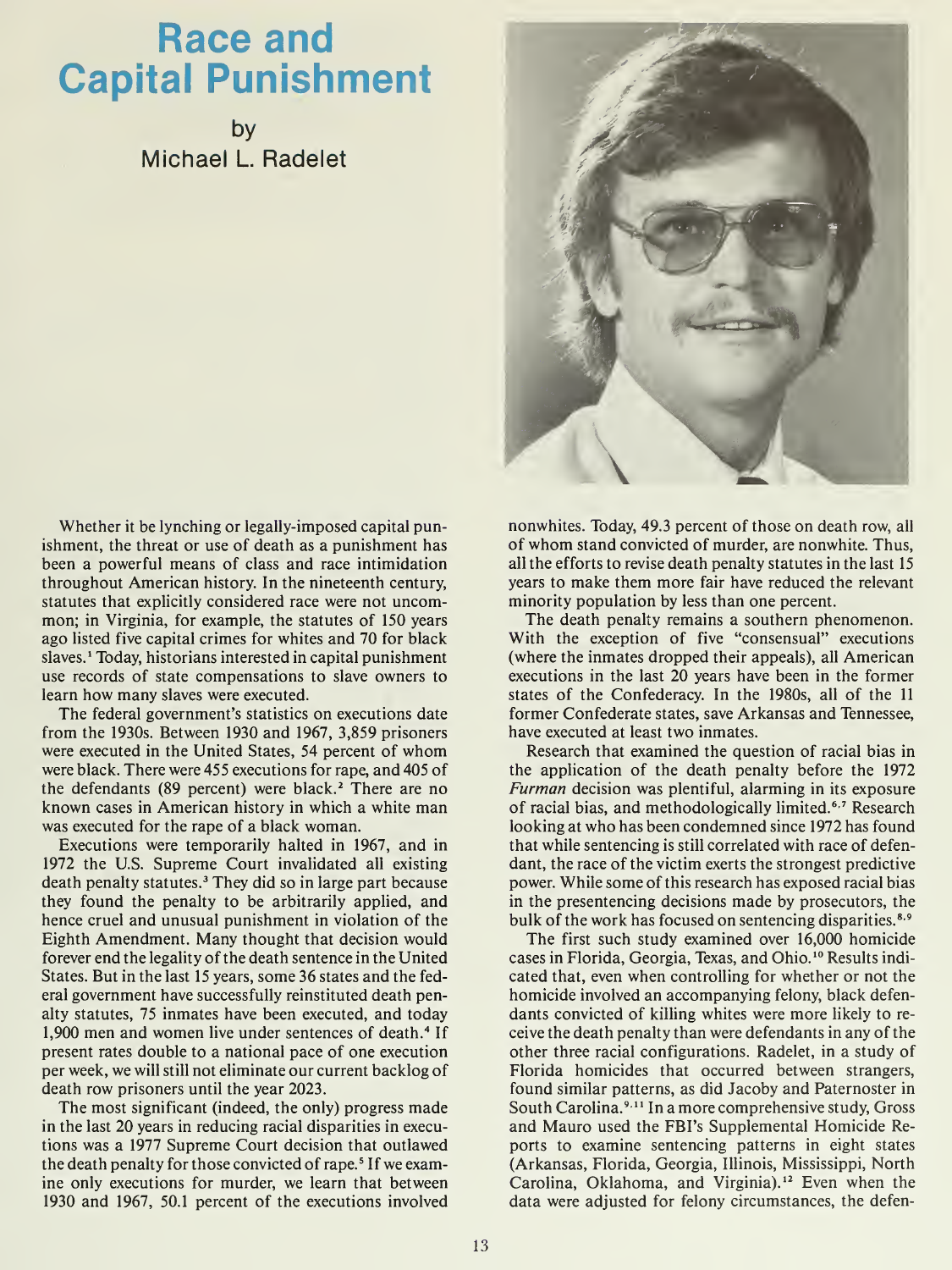# Race and Capital Punishment

by
Michael L. Radelet

Whether it be lynching or legally-imposed capital punishment, the threat or use of death as a punishment has been a powerful means of class and race intimidation throughout American history. In the nineteenth century, statutes that explicitly considered race were not uncommon; in Virginia, for example, the statutes of 150 years ago listed five capital crimes for whites and 70 for black slaves.[1] Today, historians interested in capital punishment use records of state compensations to slave owners to learn how many slaves were executed.

The federal government's statistics on executions date from the 1930s. Between 1930 and 1967, 3,859 prisoners were executed in the United States, 54 percent of whom were black. There were 455 executions for rape, and 405 of the defendants (89 percent) were black.[2] There are no known cases in American history in which a white man was executed for the rape of a black woman.

Executions were temporarily halted in 1967, and in 1972 the U.S. Supreme Court invalidated all existing death penalty statutes.[3] They did so in large part because they found the penalty to be arbitrarily applied, and hence cruel and unusual punishment in violation of the Eighth Amendment. Many thought that decision would forever end the legality of the death sentence in the United States. But in the last 15 years, some 36 states and the federal government have successfully reinstituted death penalty statutes, 75 inmates have been executed, and today 1,900 men and women live under sentences of death.[4] If present rates double to a national pace of one execution per week, we will still not eliminate our current backlog of death row prisoners until the year 2023.

The most significant (indeed, the only) progress made in the last 20 years in reducing racial disparities in executions was a 1977 Supreme Court decision that outlawed the death penalty for those convicted of rape.[5] If we examine only executions for murder, we learn that between 1930 and 1967, 50.1 percent of the executions involved nonwhites. Today, 49.3 percent of those on death row, all of whom stand convicted of murder, are nonwhite. Thus, all the efforts to revise death penalty statutes in the last 15 years to make them more fair have reduced the relevant minority population by less than one percent.

The death penalty remains a southern phenomenon. With the exception of five "consensual" executions (where the inmates dropped their appeals), all American executions in the last 20 years have been in the former states of the Confederacy. In the 1980s, all of the 11 former Confederate states, save Arkansas and Tennessee, have executed at least two inmates.

Research that examined the question of racial bias in the application of the death penalty before the 1972 *Furman* decision was plentiful, alarming in its exposure of racial bias, and methodologically limited.[6,7] Research looking at who has been condemned since 1972 has found that while sentencing is still correlated with race of defendant, the race of the victim exerts the strongest predictive power. While some of this research has exposed racial bias in the presentencing decisions made by prosecutors, the bulk of the work has focused on sentencing disparities.[8,9]

The first such study examined over 16,000 homicide cases in Florida, Georgia, Texas, and Ohio.[10] Results indicated that, even when controlling for whether or not the homicide involved an accompanying felony, black defendants convicted of killing whites were more likely to receive the death penalty than were defendants in any of the other three racial configurations. Radelet, in a study of Florida homicides that occurred between strangers, found similar patterns, as did Jacoby and Paternoster in South Carolina.[9,11] In a more comprehensive study, Gross and Mauro used the FBI's Supplemental Homicide Reports to examine sentencing patterns in eight states (Arkansas, Florida, Georgia, Illinois, Mississippi, North Carolina, Oklahoma, and Virginia).[12] Even when the data were adjusted for felony circumstances, the defen-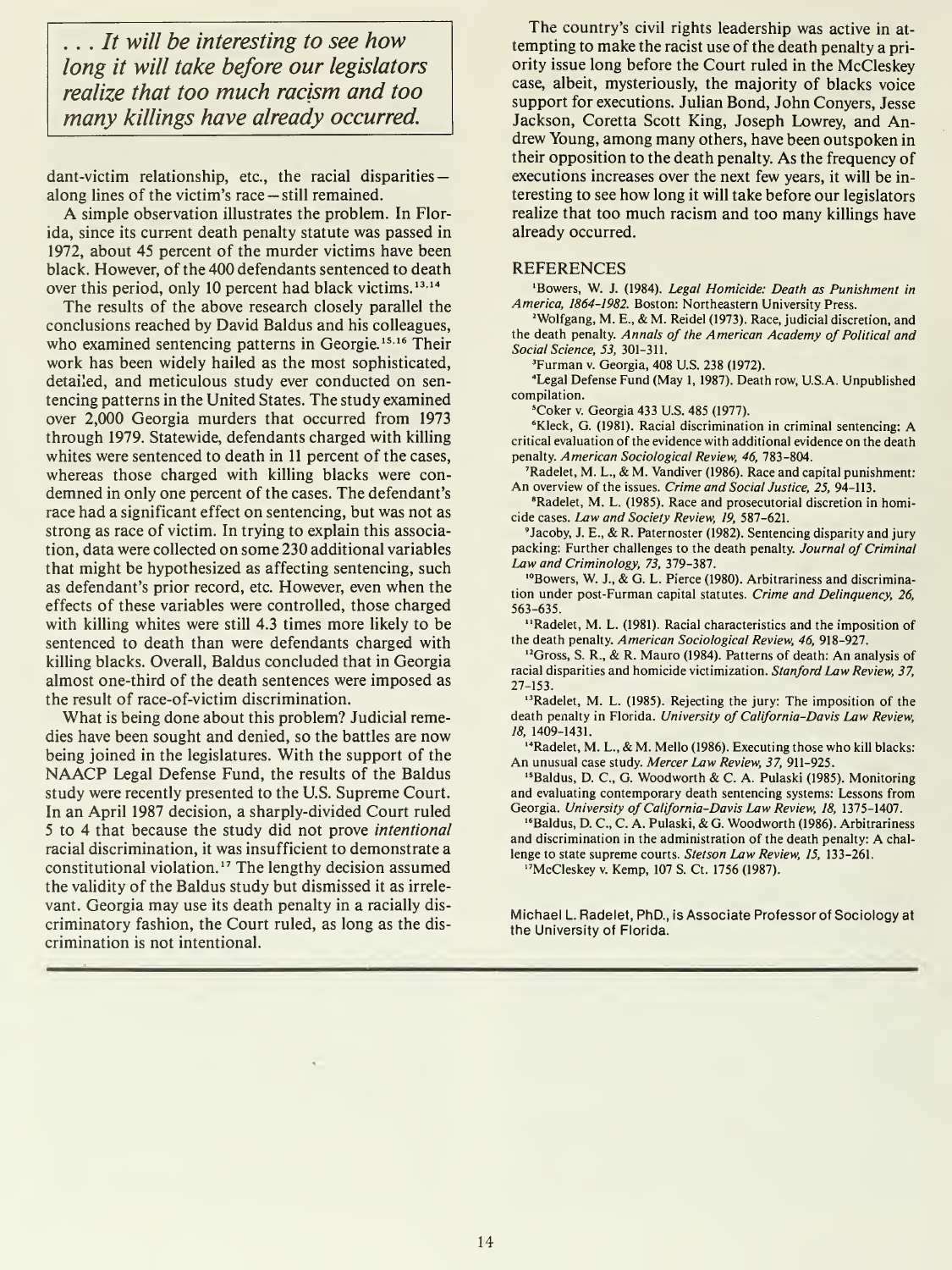> *. . . It will be interesting to see how long it will take before our legislators realize that too much racism and too many killings have already occurred.*

dant-victim relationship, etc., the racial disparities—along lines of the victim's race—still remained.

A simple observation illustrates the problem. In Florida, since its current death penalty statute was passed in 1972, about 45 percent of the murder victims have been black. However, of the 400 defendants sentenced to death over this period, only 10 percent had black victims.[13,14]

The results of the above research closely parallel the conclusions reached by David Baldus and his colleagues, who examined sentencing patterns in Georgie.[15,16] Their work has been widely hailed as the most sophisticated, detailed, and meticulous study ever conducted on sentencing patterns in the United States. The study examined over 2,000 Georgia murders that occurred from 1973 through 1979. Statewide, defendants charged with killing whites were sentenced to death in 11 percent of the cases, whereas those charged with killing blacks were condemned in only one percent of the cases. The defendant's race had a significant effect on sentencing, but was not as strong as race of victim. In trying to explain this association, data were collected on some 230 additional variables that might be hypothesized as affecting sentencing, such as defendant's prior record, etc. However, even when the effects of these variables were controlled, those charged with killing whites were still 4.3 times more likely to be sentenced to death than were defendants charged with killing blacks. Overall, Baldus concluded that in Georgia almost one-third of the death sentences were imposed as the result of race-of-victim discrimination.

What is being done about this problem? Judicial remedies have been sought and denied, so the battles are now being joined in the legislatures. With the support of the NAACP Legal Defense Fund, the results of the Baldus study were recently presented to the U.S. Supreme Court. In an April 1987 decision, a sharply-divided Court ruled 5 to 4 that because the study did not prove *intentional* racial discrimination, it was insufficient to demonstrate a constitutional violation.[17] The lengthy decision assumed the validity of the Baldus study but dismissed it as irrelevant. Georgia may use its death penalty in a racially discriminatory fashion, the Court ruled, as long as the discrimination is not intentional.

The country's civil rights leadership was active in attempting to make the racist use of the death penalty a priority issue long before the Court ruled in the McCleskey case, albeit, mysteriously, the majority of blacks voice support for executions. Julian Bond, John Conyers, Jesse Jackson, Coretta Scott King, Joseph Lowrey, and Andrew Young, among many others, have been outspoken in their opposition to the death penalty. As the frequency of executions increases over the next few years, it will be interesting to see how long it will take before our legislators realize that too much racism and too many killings have already occurred.

## REFERENCES

1. Bowers, W. J. (1984). *Legal Homicide: Death as Punishment in America, 1864-1982.* Boston: Northeastern University Press.
2. Wolfgang, M. E., & M. Reidel (1973). Race, judicial discretion, and the death penalty. *Annals of the American Academy of Political and Social Science, 53,* 301-311.
3. Furman v. Georgia, 408 U.S. 238 (1972).
4. Legal Defense Fund (May 1, 1987). Death row, U.S.A. Unpublished compilation.
5. Coker v. Georgia 433 U.S. 485 (1977).
6. Kleck, G. (1981). Racial discrimination in criminal sentencing: A critical evaluation of the evidence with additional evidence on the death penalty. *American Sociological Review, 46,* 783-804.
7. Radelet, M. L., & M. Vandiver (1986). Race and capital punishment: An overview of the issues. *Crime and Social Justice, 25,* 94-113.
8. Radelet, M. L. (1985). Race and prosecutorial discretion in homicide cases. *Law and Society Review, 19,* 587-621.
9. Jacoby, J. E., & R. Paternoster (1982). Sentencing disparity and jury packing: Further challenges to the death penalty. *Journal of Criminal Law and Criminology, 73,* 379-387.
10. Bowers, W. J., & G. L. Pierce (1980). Arbitrariness and discrimination under post-Furman capital statutes. *Crime and Delinquency, 26,* 563-635.
11. Radelet, M. L. (1981). Racial characteristics and the imposition of the death penalty. *American Sociological Review, 46,* 918-927.
12. Gross, S. R., & R. Mauro (1984). Patterns of death: An analysis of racial disparities and homicide victimization. *Stanford Law Review, 37,* 27-153.
13. Radelet, M. L. (1985). Rejecting the jury: The imposition of the death penalty in Florida. *University of California-Davis Law Review, 18,* 1409-1431.
14. Radelet, M. L., & M. Mello (1986). Executing those who kill blacks: An unusual case study. *Mercer Law Review, 37,* 911-925.
15. Baldus, D. C., G. Woodworth & C. A. Pulaski (1985). Monitoring and evaluating contemporary death sentencing systems: Lessons from Georgia. *University of California-Davis Law Review, 18,* 1375-1407.
16. Baldus, D. C., C. A. Pulaski, & G. Woodworth (1986). Arbitrariness and discrimination in the administration of the death penalty: A challenge to state supreme courts. *Stetson Law Review, 15,* 133-261.
17. McCleskey v. Kemp, 107 S. Ct. 1756 (1987).

Michael L. Radelet, PhD., is Associate Professor of Sociology at the University of Florida.